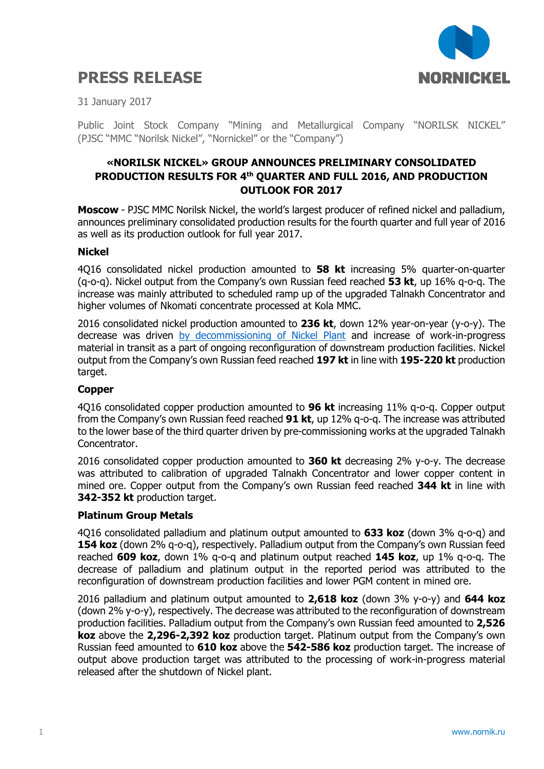# PRESS RELEASE

31 January 2017

Public Joint Stock Company "Mining and Metallurgical Company "NORILSK NICKEL" (PJSC "MMC "Norilsk Nickel", "Nornickel" or the "Company")

## «NORILSK NICKEL» GROUP ANNOUNCES PRELIMINARY CONSOLIDATED PRODUCTION RESULTS FOR 4th QUARTER AND FULL 2016, AND PRODUCTION OUTLOOK FOR 2017

**Moscow** - PJSC MMC Norilsk Nickel, the world's largest producer of refined nickel and palladium, announces preliminary consolidated production results for the fourth quarter and full year of 2016 as well as its production outlook for full year 2017.

### Nickel

4Q16 consolidated nickel production amounted to **58 kt** increasing 5% quarter-on-quarter (q-o-q). Nickel output from the Company's own Russian feed reached **53 kt**, up 16% q-o-q. The increase was mainly attributed to scheduled ramp up of the upgraded Talnakh Concentrator and higher volumes of Nkomati concentrate processed at Kola MMC.

2016 consolidated nickel production amounted to **236 kt**, down 12% year-on-year (y-o-y). The decrease was driven by decommissioning of Nickel Plant and increase of work-in-progress material in transit as a part of ongoing reconfiguration of downstream production facilities. Nickel output from the Company's own Russian feed reached **197 kt** in line with **195-220 kt** production target.

### Copper

4Q16 consolidated copper production amounted to **96 kt** increasing 11% q-o-q. Copper output from the Company's own Russian feed reached **91 kt**, up 12% q-o-q. The increase was attributed to the lower base of the third quarter driven by pre-commissioning works at the upgraded Talnakh Concentrator.

2016 consolidated copper production amounted to **360 kt** decreasing 2% y-o-y. The decrease was attributed to calibration of upgraded Talnakh Concentrator and lower copper content in mined ore. Copper output from the Company's own Russian feed reached **344 kt** in line with **342-352 kt** production target.

### Platinum Group Metals

4Q16 consolidated palladium and platinum output amounted to **633 koz** (down 3% q-o-q) and **154 koz** (down 2% q-o-q), respectively. Palladium output from the Company's own Russian feed reached **609 koz**, down 1% q-o-q and platinum output reached **145 koz**, up 1% q-o-q. The decrease of palladium and platinum output in the reported period was attributed to the reconfiguration of downstream production facilities and lower PGM content in mined ore.

2016 palladium and platinum output amounted to **2,618 koz** (down 3% y-o-y) and **644 koz** (down 2% y-o-y), respectively. The decrease was attributed to the reconfiguration of downstream production facilities. Palladium output from the Company's own Russian feed amounted to **2,526 koz** above the **2,296-2,392 koz** production target. Platinum output from the Company's own Russian feed amounted to **610 koz** above the **542-586 koz** production target. The increase of output above production target was attributed to the processing of work-in-progress material released after the shutdown of Nickel plant.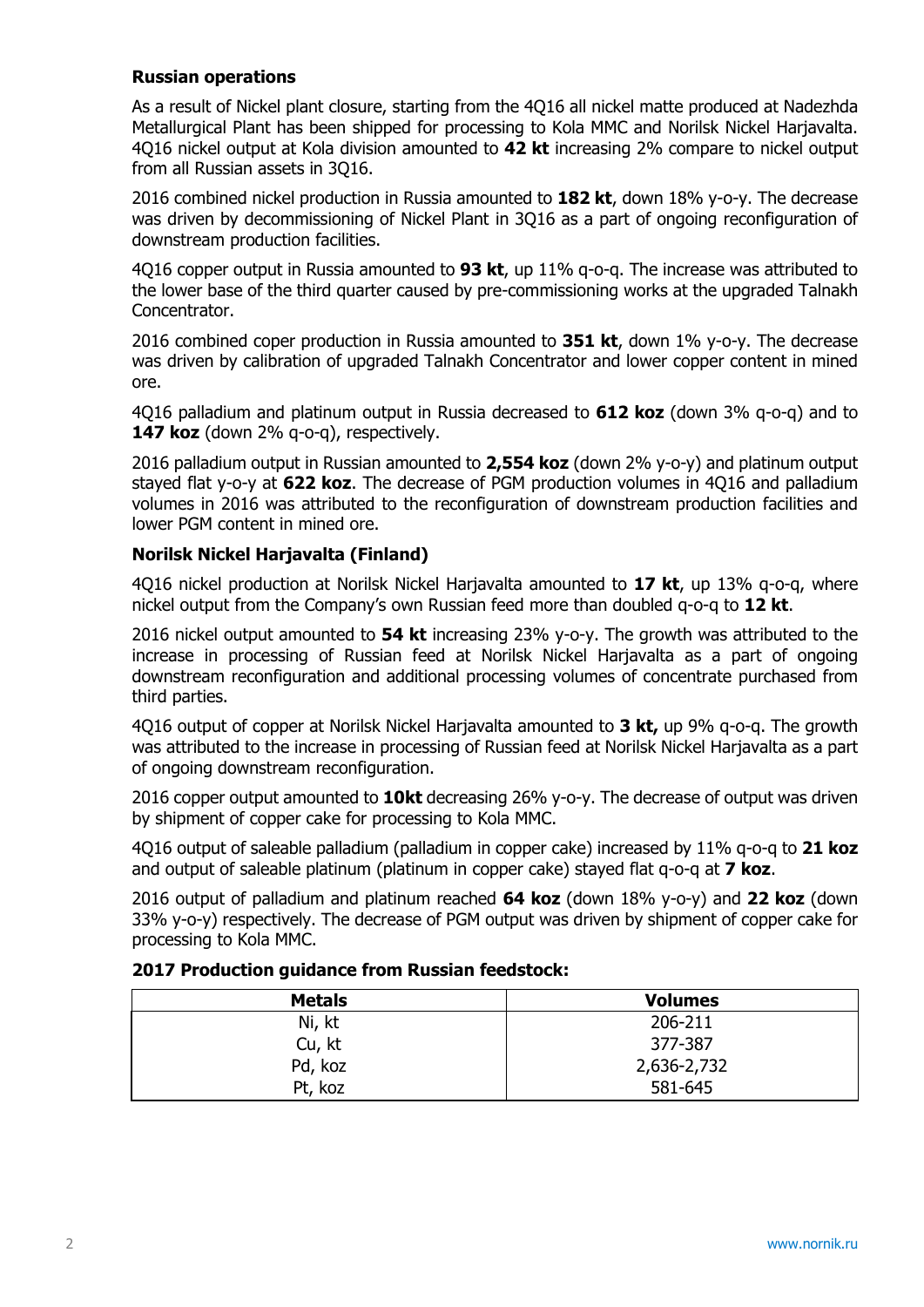**Russian operations**

As a result of Nickel plant closure, starting from the 4Q16 all nickel matte produced at Nadezhda Metallurgical Plant has been shipped for processing to Kola MMC and Norilsk Nickel Harjavalta. 4Q16 nickel output at Kola division amounted to **42 kt** increasing 2% compare to nickel output from all Russian assets in 3Q16.

2016 combined nickel production in Russia amounted to **182 kt**, down 18% y-o-y. The decrease was driven by decommissioning of Nickel Plant in 3Q16 as a part of ongoing reconfiguration of downstream production facilities.

4Q16 copper output in Russia amounted to **93 kt**, up 11% q-o-q. The increase was attributed to the lower base of the third quarter caused by pre-commissioning works at the upgraded Talnakh Concentrator.

2016 combined coper production in Russia amounted to **351 kt**, down 1% y-o-y. The decrease was driven by calibration of upgraded Talnakh Concentrator and lower copper content in mined ore.

4Q16 palladium and platinum output in Russia decreased to **612 koz** (down 3% q-o-q) and to **147 koz** (down 2% q-o-q), respectively.

2016 palladium output in Russian amounted to **2,554 koz** (down 2% y-o-y) and platinum output stayed flat y-o-y at **622 koz**. The decrease of PGM production volumes in 4Q16 and palladium volumes in 2016 was attributed to the reconfiguration of downstream production facilities and lower PGM content in mined ore.

**Norilsk Nickel Harjavalta (Finland)**

4Q16 nickel production at Norilsk Nickel Harjavalta amounted to **17 kt**, up 13% q-o-q, where nickel output from the Company's own Russian feed more than doubled q-o-q to **12 kt**.

2016 nickel output amounted to **54 kt** increasing 23% y-o-y. The growth was attributed to the increase in processing of Russian feed at Norilsk Nickel Harjavalta as a part of ongoing downstream reconfiguration and additional processing volumes of concentrate purchased from third parties.

4Q16 output of copper at Norilsk Nickel Harjavalta amounted to **3 kt,** up 9% q-o-q. The growth was attributed to the increase in processing of Russian feed at Norilsk Nickel Harjavalta as a part of ongoing downstream reconfiguration.

2016 copper output amounted to **10kt** decreasing 26% y-o-y. The decrease of output was driven by shipment of copper cake for processing to Kola MMC.

4Q16 output of saleable palladium (palladium in copper cake) increased by 11% q-o-q to **21 koz** and output of saleable platinum (platinum in copper cake) stayed flat q-o-q at **7 koz**.

2016 output of palladium and platinum reached **64 koz** (down 18% y-o-y) and **22 koz** (down 33% y-o-y) respectively. The decrease of PGM output was driven by shipment of copper cake for processing to Kola MMC.

**2017 Production guidance from Russian feedstock:**

| Metals | Volumes |
| --- | --- |
| Ni, kt | 206-211 |
| Cu, kt | 377-387 |
| Pd, koz | 2,636-2,732 |
| Pt, koz | 581-645 |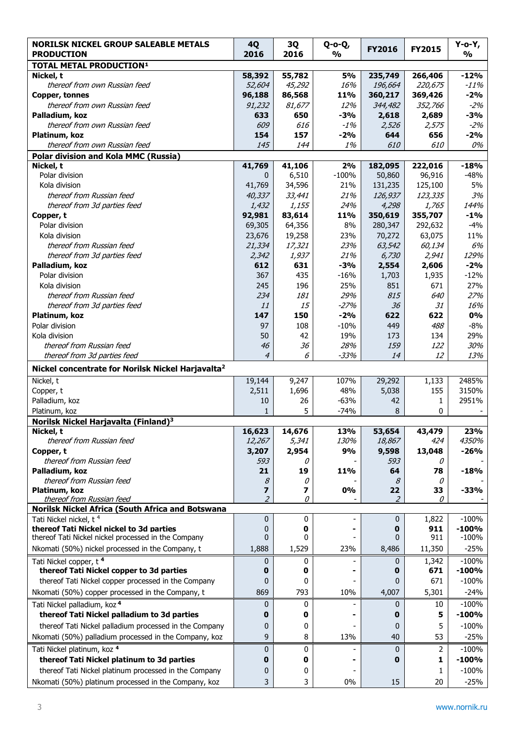| NORILSK NICKEL GROUP SALEABLE METALS PRODUCTION | 4Q 2016 | 3Q 2016 | Q-o-Q, % | FY2016 | FY2015 | Y-o-Y, % |
|---|---|---|---|---|---|---|
| **TOTAL METAL PRODUCTION[1]** | | | | | | |
| **Nickel, t** | **58,392** | **55,782** | **5%** | **235,749** | **266,406** | **-12%** |
| *thereof from own Russian feed* | *52,604* | *45,292* | *16%* | *196,664* | *220,675* | *-11%* |
| **Copper, tonnes** | **96,188** | **86,568** | **11%** | **360,217** | **369,426** | **-2%** |
| *thereof from own Russian feed* | *91,232* | *81,677* | *12%* | *344,482* | *352,766* | *-2%* |
| **Palladium, koz** | **633** | **650** | **-3%** | **2,618** | **2,689** | **-3%** |
| *thereof from own Russian feed* | *609* | *616* | *-1%* | *2,526* | *2,575* | *-2%* |
| **Platinum, koz** | **154** | **157** | **-2%** | **644** | **656** | **-2%** |
| *thereof from own Russian feed* | *145* | *144* | *1%* | *610* | *610* | *0%* |
| **Polar division and Kola MMC (Russia)** | | | | | | |
| **Nickel, t** | **41,769** | **41,106** | **2%** | **182,095** | **222,016** | **-18%** |
| Polar division | 0 | 6,510 | -100% | 50,860 | 96,916 | -48% |
| Kola division | 41,769 | 34,596 | 21% | 131,235 | 125,100 | 5% |
| *thereof from Russian feed* | *40,337* | *33,441* | *21%* | *126,937* | *123,335* | *3%* |
| *thereof from 3d parties feed* | *1,432* | *1,155* | *24%* | *4,298* | *1,765* | *144%* |
| **Copper, t** | **92,981** | **83,614** | **11%** | **350,619** | **355,707** | **-1%** |
| Polar division | 69,305 | 64,356 | 8% | 280,347 | 292,632 | -4% |
| Kola division | 23,676 | 19,258 | 23% | 70,272 | 63,075 | 11% |
| *thereof from Russian feed* | *21,334* | *17,321* | *23%* | *63,542* | *60,134* | *6%* |
| *thereof from 3d parties feed* | *2,342* | *1,937* | *21%* | *6,730* | *2,941* | *129%* |
| **Palladium, koz** | **612** | **631** | **-3%** | **2,554** | **2,606** | **-2%** |
| Polar division | 367 | 435 | -16% | 1,703 | 1,935 | -12% |
| Kola division | 245 | 196 | 25% | 851 | 671 | 27% |
| *thereof from Russian feed* | *234* | *181* | *29%* | *815* | *640* | *27%* |
| *thereof from 3d parties feed* | *11* | *15* | *-27%* | *36* | *31* | *16%* |
| **Platinum, koz** | **147** | **150** | **-2%** | **622** | **622** | **0%** |
| Polar division | 97 | 108 | -10% | 449 | *488* | -8% |
| Kola division | 50 | 42 | 19% | 173 | 134 | 29% |
| *thereof from Russian feed* | *46* | *36* | *28%* | *159* | *122* | *30%* |
| *thereof from 3d parties feed* | *4* | *6* | *-33%* | *14* | *12* | *13%* |
| **Nickel concentrate for Norilsk Nickel Harjavalta[2]** | | | | | | |
| Nickel, t | 19,144 | 9,247 | 107% | 29,292 | 1,133 | 2485% |
| Copper, t | 2,511 | 1,696 | 48% | 5,038 | 155 | 3150% |
| Palladium, koz | 10 | 26 | -63% | 42 | 1 | 2951% |
| Platinum, koz | 1 | 5 | -74% | 8 | 0 | - |
| **Norilsk Nickel Harjavalta (Finland)[3]** | | | | | | |
| **Nickel, t** | **16,623** | **14,676** | **13%** | **53,654** | **43,479** | **23%** |
| *thereof from Russian feed* | *12,267* | *5,341* | *130%* | *18,867* | *424* | *4350%* |
| **Copper, t** | **3,207** | **2,954** | **9%** | **9,598** | **13,048** | **-26%** |
| *thereof from Russian feed* | *593* | *0* | - | *593* | *0* | - |
| **Palladium, koz** | **21** | **19** | **11%** | **64** | **78** | **-18%** |
| *thereof from Russian feed* | *8* | *0* | - | *8* | *0* | - |
| **Platinum, koz** | **7** | **7** | **0%** | **22** | **33** | **-33%** |
| *thereof from Russian feed* | *2* | *0* | - | *2* | *0* | - |
| **Norilsk Nickel Africa (South Africa and Botswana** | | | | | | |
| Tati Nickel nickel, t [4] | 0 | 0 | - | 0 | 1,822 | -100% |
| **thereof Tati Nickel nickel to 3d parties** | 0 | **0** | **-** | **0** | **911** | **-100%** |
| thereof Tati Nickel nickel processed in the Company | 0 | 0 | - | 0 | 911 | -100% |
| Nkomati (50%) nickel processed in the Company, t | 1,888 | 1,529 | 23% | 8,486 | 11,350 | -25% |
| Tati Nickel copper, t [4] | 0 | 0 | - | 0 | 1,342 | -100% |
| **thereof Tati Nickel copper to 3d parties** | **0** | **0** | **-** | **0** | **671** | **-100%** |
| thereof Tati Nickel copper processed in the Company | 0 | 0 | - | 0 | 671 | -100% |
| Nkomati (50%) copper processed in the Company, t | 869 | 793 | 10% | 4,007 | 5,301 | -24% |
| Tati Nickel palladium, koz [4] | 0 | 0 | - | 0 | 10 | -100% |
| **thereof Tati Nickel palladium to 3d parties** | **0** | **0** | **-** | **0** | **5** | **-100%** |
| thereof Tati Nickel palladium processed in the Company | 0 | 0 | - | 0 | 5 | -100% |
| Nkomati (50%) palladium processed in the Company, koz | 9 | 8 | 13% | 40 | 53 | -25% |
| Tati Nickel platinum, koz [4] | 0 | 0 | - | 0 | 2 | -100% |
| **thereof Tati Nickel platinum to 3d parties** | **0** | **0** | **-** | **0** | **1** | **-100%** |
| thereof Tati Nickel platinum processed in the Company | 0 | 0 | - | 0 | 1 | -100% |
| Nkomati (50%) platinum processed in the Company, koz | 3 | 3 | 0% | 15 | 20 | -25% |

www.nornik.ru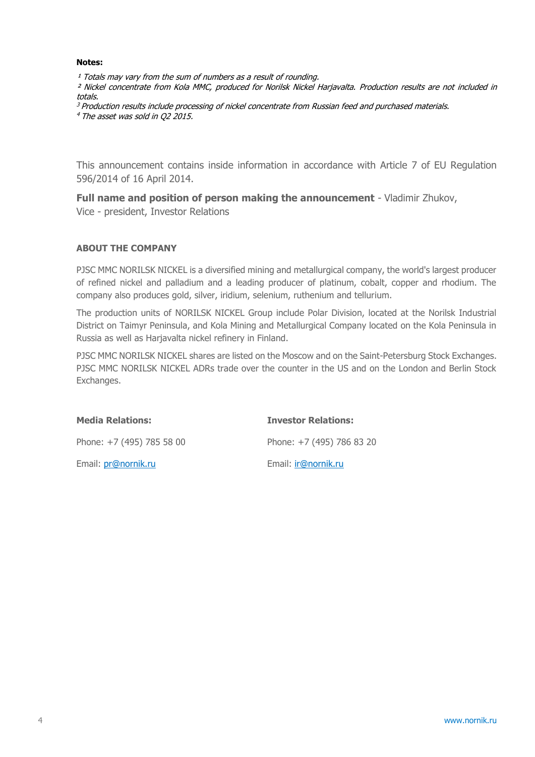**Notes:**

*[1] Totals may vary from the sum of numbers as a result of rounding.*

*[2] Nickel concentrate from Kola MMC, produced for Norilsk Nickel Harjavalta. Production results are not included in totals.*

*[3] Production results include processing of nickel concentrate from Russian feed and purchased materials.*

*[4] The asset was sold in Q2 2015.*

This announcement contains inside information in accordance with Article 7 of EU Regulation 596/2014 of 16 April 2014.

**Full name and position of person making the announcement** - Vladimir Zhukov, Vice - president, Investor Relations

**ABOUT THE COMPANY**

PJSC MMC NORILSK NICKEL is a diversified mining and metallurgical company, the world's largest producer of refined nickel and palladium and a leading producer of platinum, cobalt, copper and rhodium. The company also produces gold, silver, iridium, selenium, ruthenium and tellurium.

The production units of NORILSK NICKEL Group include Polar Division, located at the Norilsk Industrial District on Taimyr Peninsula, and Kola Mining and Metallurgical Company located on the Kola Peninsula in Russia as well as Harjavalta nickel refinery in Finland.

PJSC MMC NORILSK NICKEL shares are listed on the Moscow and on the Saint-Petersburg Stock Exchanges. PJSC MMC NORILSK NICKEL ADRs trade over the counter in the US and on the London and Berlin Stock Exchanges.

**Media Relations:**

Phone: +7 (495) 785 58 00

Email: pr@nornik.ru

**Investor Relations:**

Phone: +7 (495) 786 83 20

Email: ir@nornik.ru